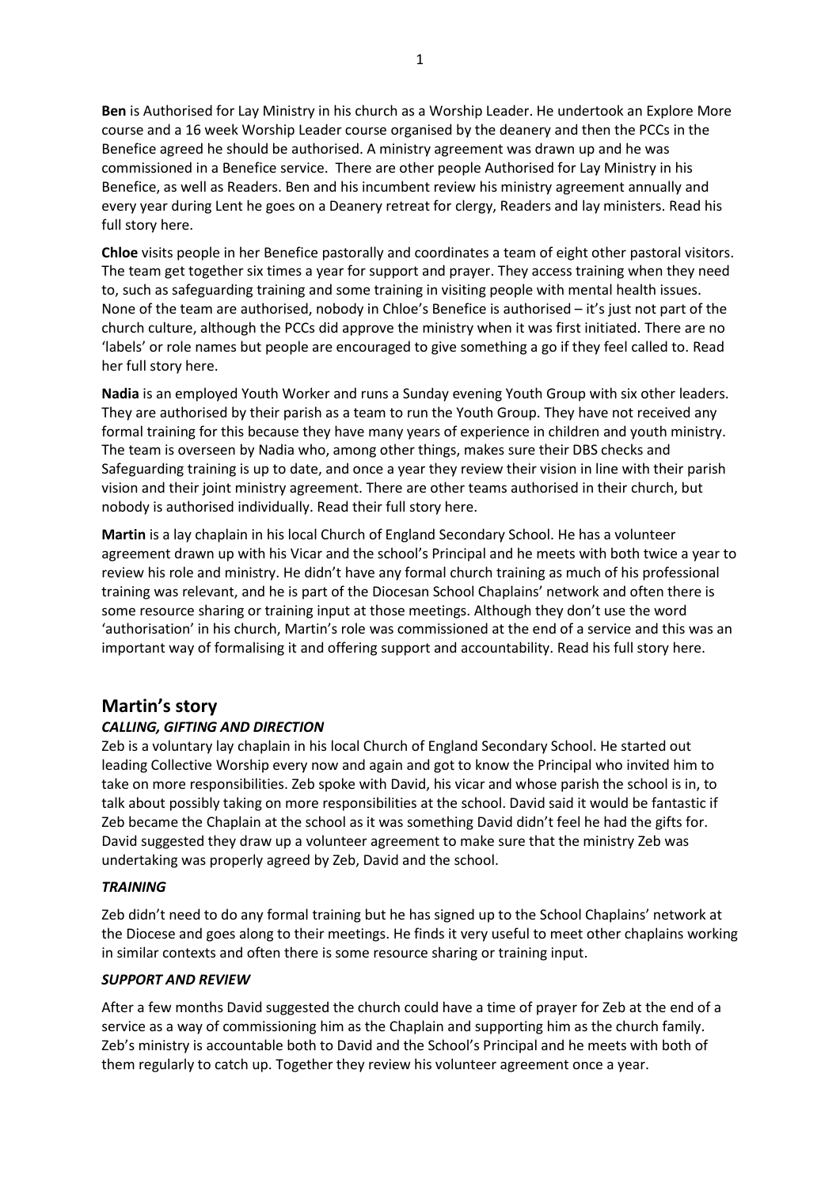**Ben** is Authorised for Lay Ministry in his church as a Worship Leader. He undertook an Explore More course and a 16 week Worship Leader course organised by the deanery and then the PCCs in the Benefice agreed he should be authorised. A ministry agreement was drawn up and he was commissioned in a Benefice service. There are other people Authorised for Lay Ministry in his Benefice, as well as Readers. Ben and his incumbent review his ministry agreement annually and every year during Lent he goes on a Deanery retreat for clergy, Readers and lay ministers. Read his full story here.

**Chloe** visits people in her Benefice pastorally and coordinates a team of eight other pastoral visitors. The team get together six times a year for support and prayer. They access training when they need to, such as safeguarding training and some training in visiting people with mental health issues. None of the team are authorised, nobody in Chloe's Benefice is authorised – it's just not part of the church culture, although the PCCs did approve the ministry when it was first initiated. There are no 'labels' or role names but people are encouraged to give something a go if they feel called to. Read her full story here.

**Nadia** is an employed Youth Worker and runs a Sunday evening Youth Group with six other leaders. They are authorised by their parish as a team to run the Youth Group. They have not received any formal training for this because they have many years of experience in children and youth ministry. The team is overseen by Nadia who, among other things, makes sure their DBS checks and Safeguarding training is up to date, and once a year they review their vision in line with their parish vision and their joint ministry agreement. There are other teams authorised in their church, but nobody is authorised individually. Read their full story here.

**Martin** is a lay chaplain in his local Church of England Secondary School. He has a volunteer agreement drawn up with his Vicar and the school's Principal and he meets with both twice a year to review his role and ministry. He didn't have any formal church training as much of his professional training was relevant, and he is part of the Diocesan School Chaplains' network and often there is some resource sharing or training input at those meetings. Although they don't use the word 'authorisation' in his church, Martin's role was commissioned at the end of a service and this was an important way of formalising it and offering support and accountability. Read his full story here.

## Martin's story

### *CALLING, GIFTING AND DIRECTION*

Zeb is a voluntary lay chaplain in his local Church of England Secondary School. He started out leading Collective Worship every now and again and got to know the Principal who invited him to take on more responsibilities. Zeb spoke with David, his vicar and whose parish the school is in, to talk about possibly taking on more responsibilities at the school. David said it would be fantastic if Zeb became the Chaplain at the school as it was something David didn't feel he had the gifts for. David suggested they draw up a volunteer agreement to make sure that the ministry Zeb was undertaking was properly agreed by Zeb, David and the school.

### *TRAINING*

Zeb didn't need to do any formal training but he has signed up to the School Chaplains' network at the Diocese and goes along to their meetings. He finds it very useful to meet other chaplains working in similar contexts and often there is some resource sharing or training input.

### *SUPPORT AND REVIEW*

After a few months David suggested the church could have a time of prayer for Zeb at the end of a service as a way of commissioning him as the Chaplain and supporting him as the church family. Zeb's ministry is accountable both to David and the School's Principal and he meets with both of them regularly to catch up. Together they review his volunteer agreement once a year.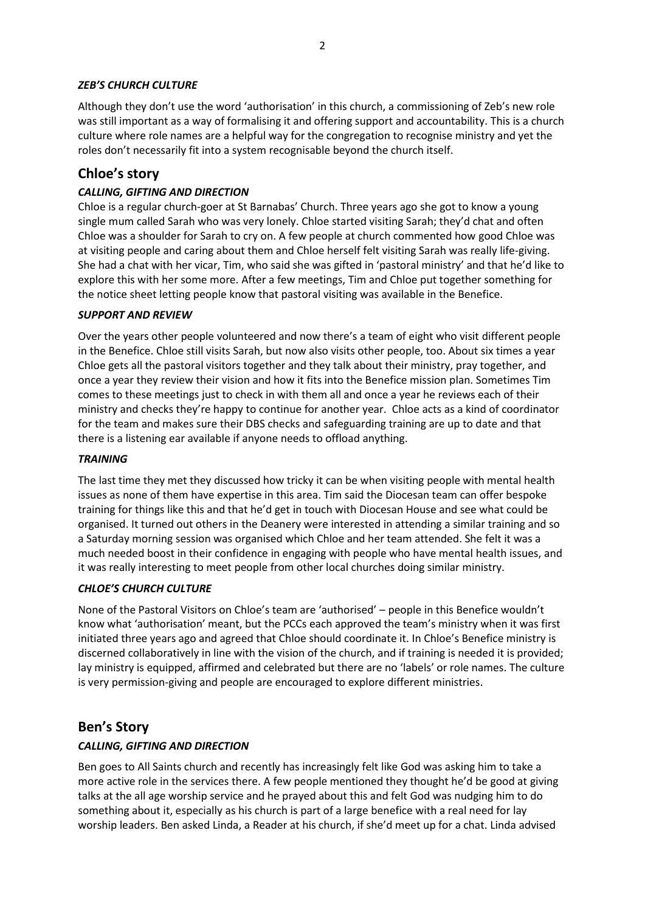#### *ZEB'S CHURCH CULTURE*

Although they don't use the word 'authorisation' in this church, a commissioning of Zeb's new role was still important as a way of formalising it and offering support and accountability. This is a church culture where role names are a helpful way for the congregation to recognise ministry and yet the roles don't necessarily fit into a system recognisable beyond the church itself.

## Chloe's story

#### *CALLING, GIFTING AND DIRECTION*

Chloe is a regular church-goer at St Barnabas' Church. Three years ago she got to know a young single mum called Sarah who was very lonely. Chloe started visiting Sarah; they'd chat and often Chloe was a shoulder for Sarah to cry on. A few people at church commented how good Chloe was at visiting people and caring about them and Chloe herself felt visiting Sarah was really life-giving. She had a chat with her vicar, Tim, who said she was gifted in 'pastoral ministry' and that he'd like to explore this with her some more. After a few meetings, Tim and Chloe put together something for the notice sheet letting people know that pastoral visiting was available in the Benefice.

#### *SUPPORT AND REVIEW*

Over the years other people volunteered and now there's a team of eight who visit different people in the Benefice. Chloe still visits Sarah, but now also visits other people, too. About six times a year Chloe gets all the pastoral visitors together and they talk about their ministry, pray together, and once a year they review their vision and how it fits into the Benefice mission plan. Sometimes Tim comes to these meetings just to check in with them all and once a year he reviews each of their ministry and checks they're happy to continue for another year. Chloe acts as a kind of coordinator for the team and makes sure their DBS checks and safeguarding training are up to date and that there is a listening ear available if anyone needs to offload anything.

#### *TRAINING*

The last time they met they discussed how tricky it can be when visiting people with mental health issues as none of them have expertise in this area. Tim said the Diocesan team can offer bespoke training for things like this and that he'd get in touch with Diocesan House and see what could be organised. It turned out others in the Deanery were interested in attending a similar training and so a Saturday morning session was organised which Chloe and her team attended. She felt it was a much needed boost in their confidence in engaging with people who have mental health issues, and it was really interesting to meet people from other local churches doing similar ministry.

#### *CHLOE'S CHURCH CULTURE*

None of the Pastoral Visitors on Chloe's team are 'authorised' – people in this Benefice wouldn't know what 'authorisation' meant, but the PCCs each approved the team's ministry when it was first initiated three years ago and agreed that Chloe should coordinate it. In Chloe's Benefice ministry is discerned collaboratively in line with the vision of the church, and if training is needed it is provided; lay ministry is equipped, affirmed and celebrated but there are no 'labels' or role names. The culture is very permission-giving and people are encouraged to explore different ministries.

## Ben's Story

#### *CALLING, GIFTING AND DIRECTION*

Ben goes to All Saints church and recently has increasingly felt like God was asking him to take a more active role in the services there. A few people mentioned they thought he'd be good at giving talks at the all age worship service and he prayed about this and felt God was nudging him to do something about it, especially as his church is part of a large benefice with a real need for lay worship leaders. Ben asked Linda, a Reader at his church, if she'd meet up for a chat. Linda advised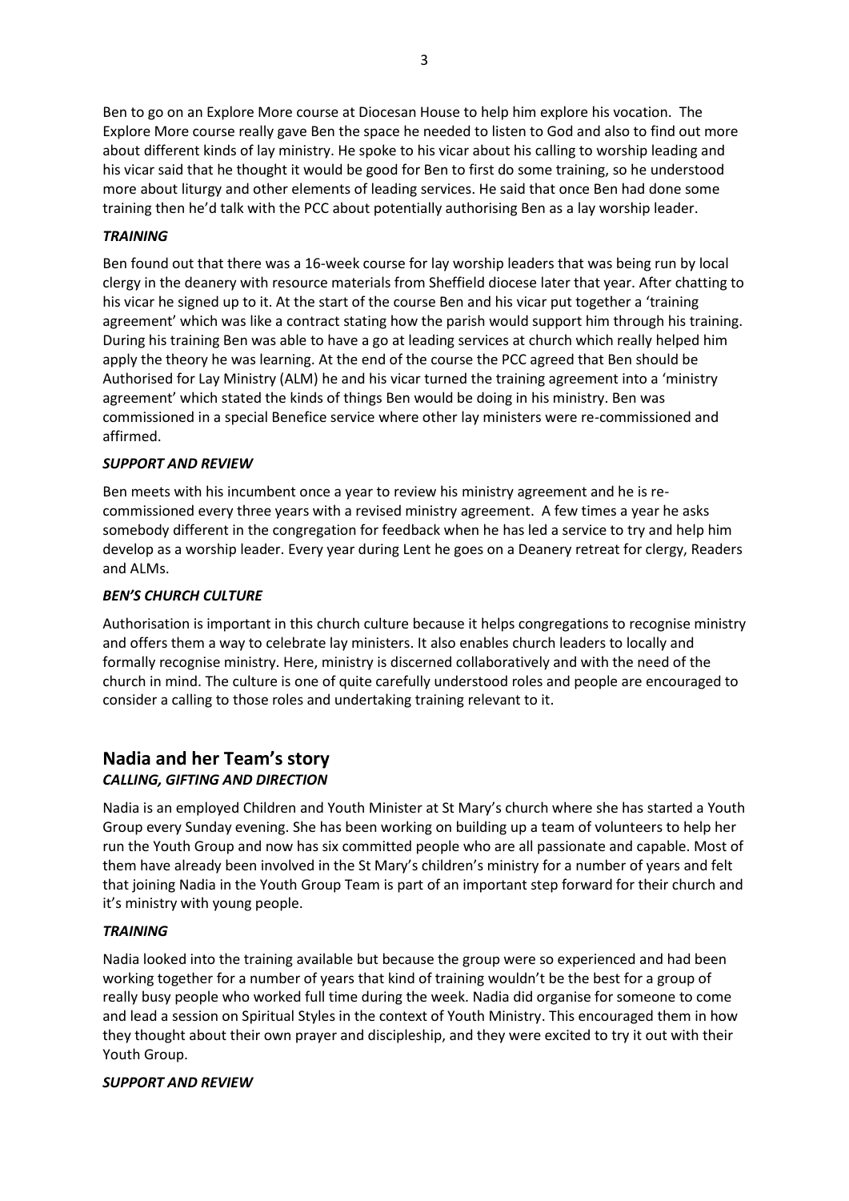Ben to go on an Explore More course at Diocesan House to help him explore his vocation. The Explore More course really gave Ben the space he needed to listen to God and also to find out more about different kinds of lay ministry. He spoke to his vicar about his calling to worship leading and his vicar said that he thought it would be good for Ben to first do some training, so he understood more about liturgy and other elements of leading services. He said that once Ben had done some training then he'd talk with the PCC about potentially authorising Ben as a lay worship leader.

***TRAINING***

Ben found out that there was a 16-week course for lay worship leaders that was being run by local clergy in the deanery with resource materials from Sheffield diocese later that year. After chatting to his vicar he signed up to it. At the start of the course Ben and his vicar put together a 'training agreement' which was like a contract stating how the parish would support him through his training. During his training Ben was able to have a go at leading services at church which really helped him apply the theory he was learning. At the end of the course the PCC agreed that Ben should be Authorised for Lay Ministry (ALM) he and his vicar turned the training agreement into a 'ministry agreement' which stated the kinds of things Ben would be doing in his ministry. Ben was commissioned in a special Benefice service where other lay ministers were re-commissioned and affirmed.

***SUPPORT AND REVIEW***

Ben meets with his incumbent once a year to review his ministry agreement and he is re-commissioned every three years with a revised ministry agreement. A few times a year he asks somebody different in the congregation for feedback when he has led a service to try and help him develop as a worship leader. Every year during Lent he goes on a Deanery retreat for clergy, Readers and ALMs.

***BEN'S CHURCH CULTURE***

Authorisation is important in this church culture because it helps congregations to recognise ministry and offers them a way to celebrate lay ministers. It also enables church leaders to locally and formally recognise ministry. Here, ministry is discerned collaboratively and with the need of the church in mind. The culture is one of quite carefully understood roles and people are encouraged to consider a calling to those roles and undertaking training relevant to it.

## Nadia and her Team's story

***CALLING, GIFTING AND DIRECTION***

Nadia is an employed Children and Youth Minister at St Mary's church where she has started a Youth Group every Sunday evening. She has been working on building up a team of volunteers to help her run the Youth Group and now has six committed people who are all passionate and capable. Most of them have already been involved in the St Mary's children's ministry for a number of years and felt that joining Nadia in the Youth Group Team is part of an important step forward for their church and it's ministry with young people.

***TRAINING***

Nadia looked into the training available but because the group were so experienced and had been working together for a number of years that kind of training wouldn't be the best for a group of really busy people who worked full time during the week. Nadia did organise for someone to come and lead a session on Spiritual Styles in the context of Youth Ministry. This encouraged them in how they thought about their own prayer and discipleship, and they were excited to try it out with their Youth Group.

***SUPPORT AND REVIEW***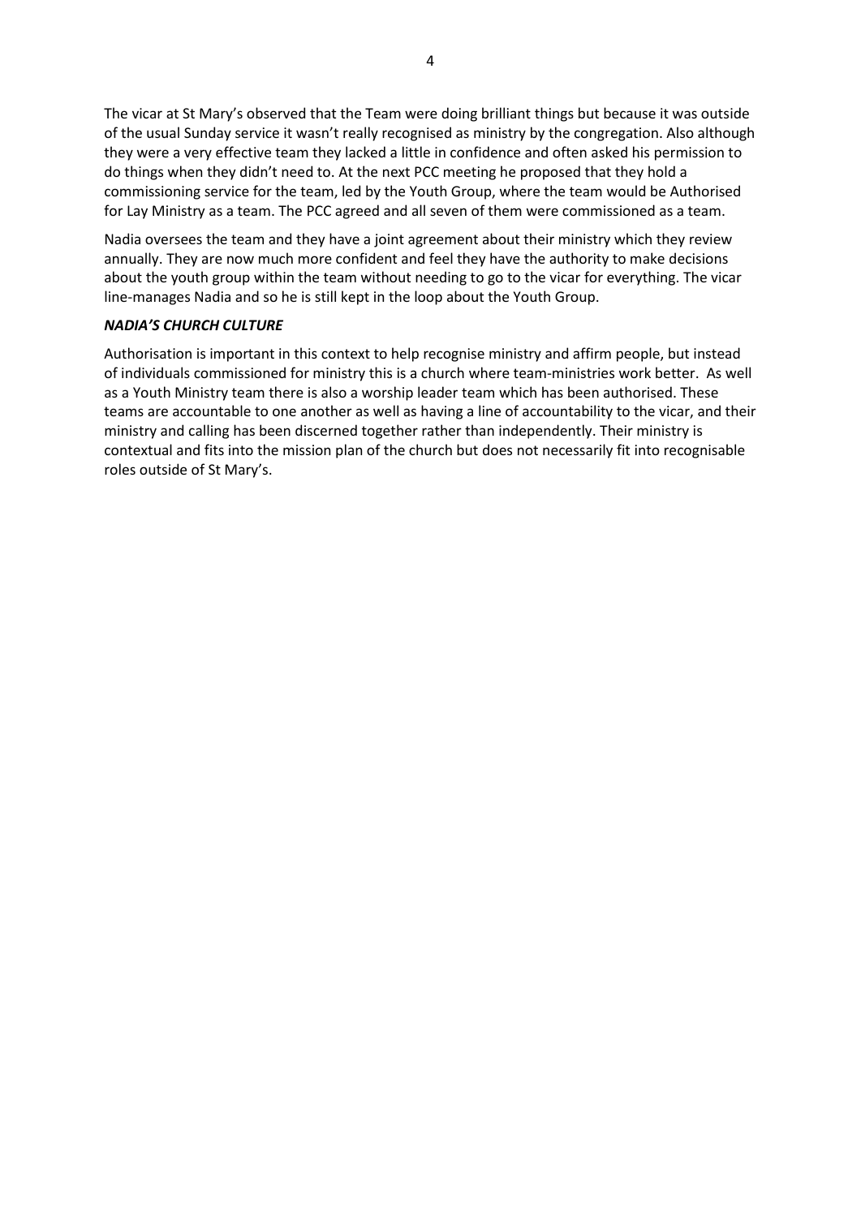The vicar at St Mary's observed that the Team were doing brilliant things but because it was outside of the usual Sunday service it wasn't really recognised as ministry by the congregation. Also although they were a very effective team they lacked a little in confidence and often asked his permission to do things when they didn't need to. At the next PCC meeting he proposed that they hold a commissioning service for the team, led by the Youth Group, where the team would be Authorised for Lay Ministry as a team. The PCC agreed and all seven of them were commissioned as a team.

Nadia oversees the team and they have a joint agreement about their ministry which they review annually. They are now much more confident and feel they have the authority to make decisions about the youth group within the team without needing to go to the vicar for everything. The vicar line-manages Nadia and so he is still kept in the loop about the Youth Group.

***NADIA'S CHURCH CULTURE***

Authorisation is important in this context to help recognise ministry and affirm people, but instead of individuals commissioned for ministry this is a church where team-ministries work better. As well as a Youth Ministry team there is also a worship leader team which has been authorised. These teams are accountable to one another as well as having a line of accountability to the vicar, and their ministry and calling has been discerned together rather than independently. Their ministry is contextual and fits into the mission plan of the church but does not necessarily fit into recognisable roles outside of St Mary's.